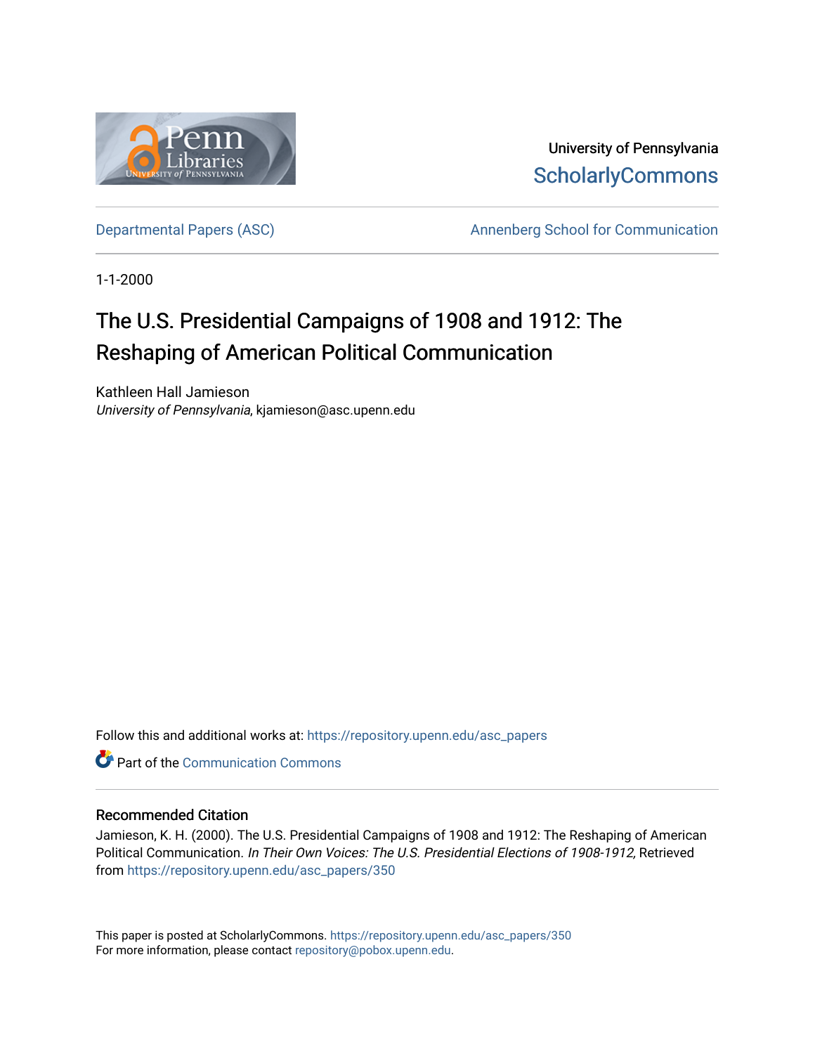University of Pennsylvania
ScholarlyCommons

Departmental Papers (ASC) Annenberg School for Communication

1-1-2000

# The U.S. Presidential Campaigns of 1908 and 1912: The Reshaping of American Political Communication

Kathleen Hall Jamieson
*University of Pennsylvania*, kjamieson@asc.upenn.edu

Follow this and additional works at: https://repository.upenn.edu/asc_papers

Part of the Communication Commons

## Recommended Citation

Jamieson, K. H. (2000). The U.S. Presidential Campaigns of 1908 and 1912: The Reshaping of American Political Communication. *In Their Own Voices: The U.S. Presidential Elections of 1908-1912,* Retrieved from https://repository.upenn.edu/asc_papers/350

This paper is posted at ScholarlyCommons. https://repository.upenn.edu/asc_papers/350
For more information, please contact repository@pobox.upenn.edu.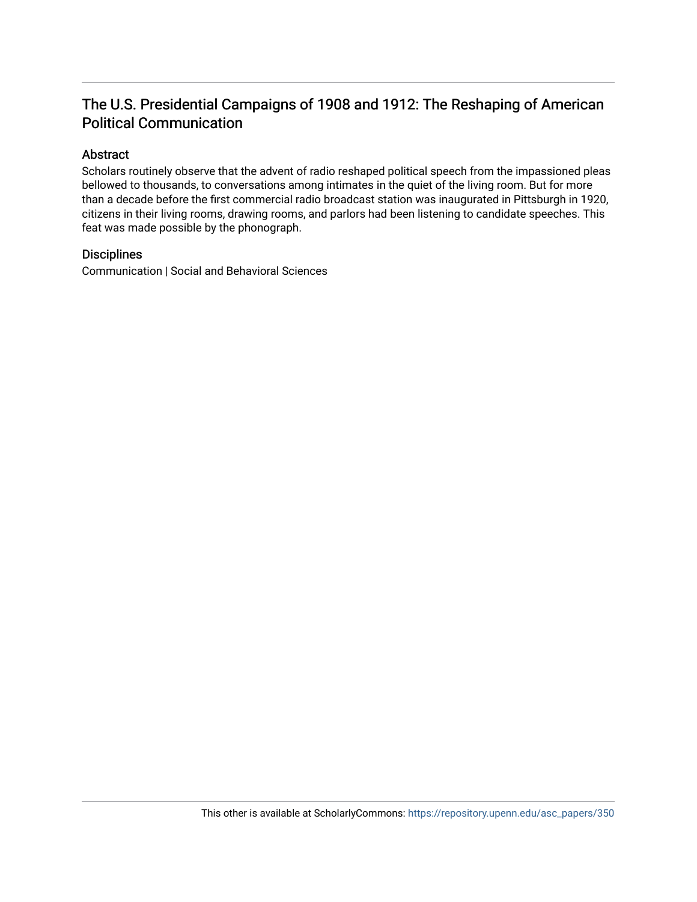## The U.S. Presidential Campaigns of 1908 and 1912: The Reshaping of American Political Communication

### Abstract

Scholars routinely observe that the advent of radio reshaped political speech from the impassioned pleas bellowed to thousands, to conversations among intimates in the quiet of the living room. But for more than a decade before the first commercial radio broadcast station was inaugurated in Pittsburgh in 1920, citizens in their living rooms, drawing rooms, and parlors had been listening to candidate speeches. This feat was made possible by the phonograph.

### Disciplines

Communication | Social and Behavioral Sciences

This other is available at ScholarlyCommons: https://repository.upenn.edu/asc_papers/350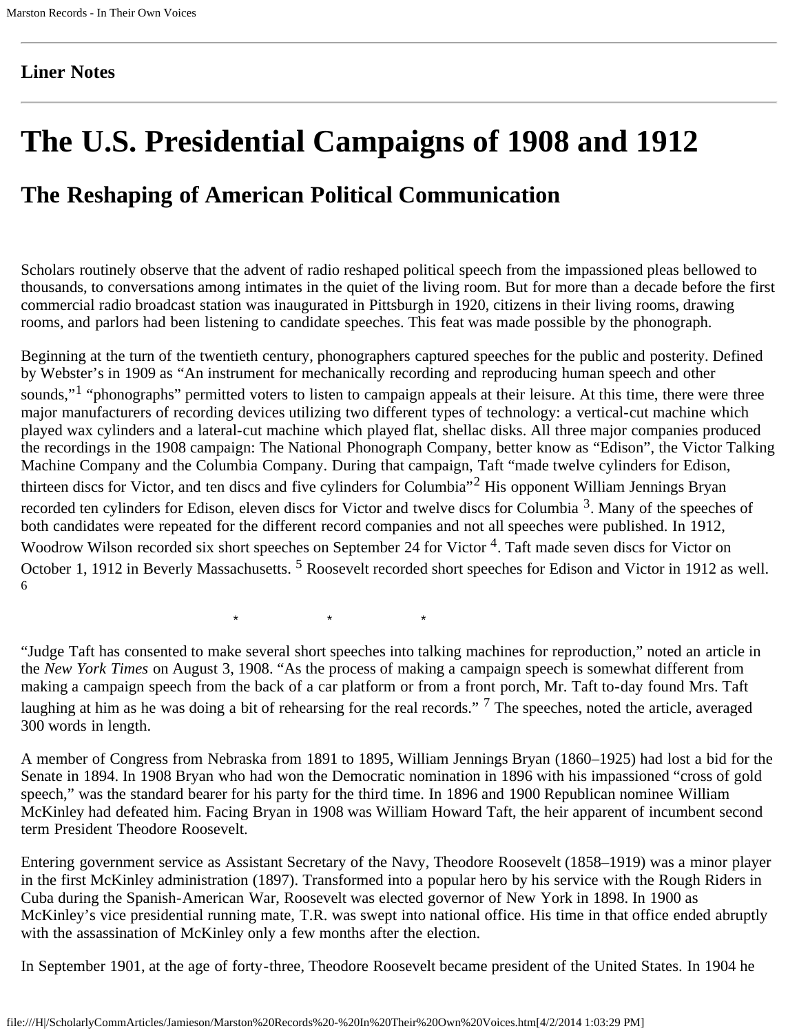**Liner Notes**

# The U.S. Presidential Campaigns of 1908 and 1912

## The Reshaping of American Political Communication

Scholars routinely observe that the advent of radio reshaped political speech from the impassioned pleas bellowed to thousands, to conversations among intimates in the quiet of the living room. But for more than a decade before the first commercial radio broadcast station was inaugurated in Pittsburgh in 1920, citizens in their living rooms, drawing rooms, and parlors had been listening to candidate speeches. This feat was made possible by the phonograph.

Beginning at the turn of the twentieth century, phonographers captured speeches for the public and posterity. Defined by Webster's in 1909 as "An instrument for mechanically recording and reproducing human speech and other sounds,"[1] "phonographs" permitted voters to listen to campaign appeals at their leisure. At this time, there were three major manufacturers of recording devices utilizing two different types of technology: a vertical-cut machine which played wax cylinders and a lateral-cut machine which played flat, shellac disks. All three major companies produced the recordings in the 1908 campaign: The National Phonograph Company, better know as "Edison", the Victor Talking Machine Company and the Columbia Company. During that campaign, Taft "made twelve cylinders for Edison, thirteen discs for Victor, and ten discs and five cylinders for Columbia"[2] His opponent William Jennings Bryan recorded ten cylinders for Edison, eleven discs for Victor and twelve discs for Columbia [3]. Many of the speeches of both candidates were repeated for the different record companies and not all speeches were published. In 1912, Woodrow Wilson recorded six short speeches on September 24 for Victor [4]. Taft made seven discs for Victor on October 1, 1912 in Beverly Massachusetts. [5] Roosevelt recorded short speeches for Edison and Victor in 1912 as well. [6]

\* \* \*

"Judge Taft has consented to make several short speeches into talking machines for reproduction," noted an article in the *New York Times* on August 3, 1908. "As the process of making a campaign speech is somewhat different from making a campaign speech from the back of a car platform or from a front porch, Mr. Taft to-day found Mrs. Taft laughing at him as he was doing a bit of rehearsing for the real records." [7] The speeches, noted the article, averaged 300 words in length.

A member of Congress from Nebraska from 1891 to 1895, William Jennings Bryan (1860–1925) had lost a bid for the Senate in 1894. In 1908 Bryan who had won the Democratic nomination in 1896 with his impassioned "cross of gold speech," was the standard bearer for his party for the third time. In 1896 and 1900 Republican nominee William McKinley had defeated him. Facing Bryan in 1908 was William Howard Taft, the heir apparent of incumbent second term President Theodore Roosevelt.

Entering government service as Assistant Secretary of the Navy, Theodore Roosevelt (1858–1919) was a minor player in the first McKinley administration (1897). Transformed into a popular hero by his service with the Rough Riders in Cuba during the Spanish-American War, Roosevelt was elected governor of New York in 1898. In 1900 as McKinley's vice presidential running mate, T.R. was swept into national office. His time in that office ended abruptly with the assassination of McKinley only a few months after the election.

In September 1901, at the age of forty-three, Theodore Roosevelt became president of the United States. In 1904 he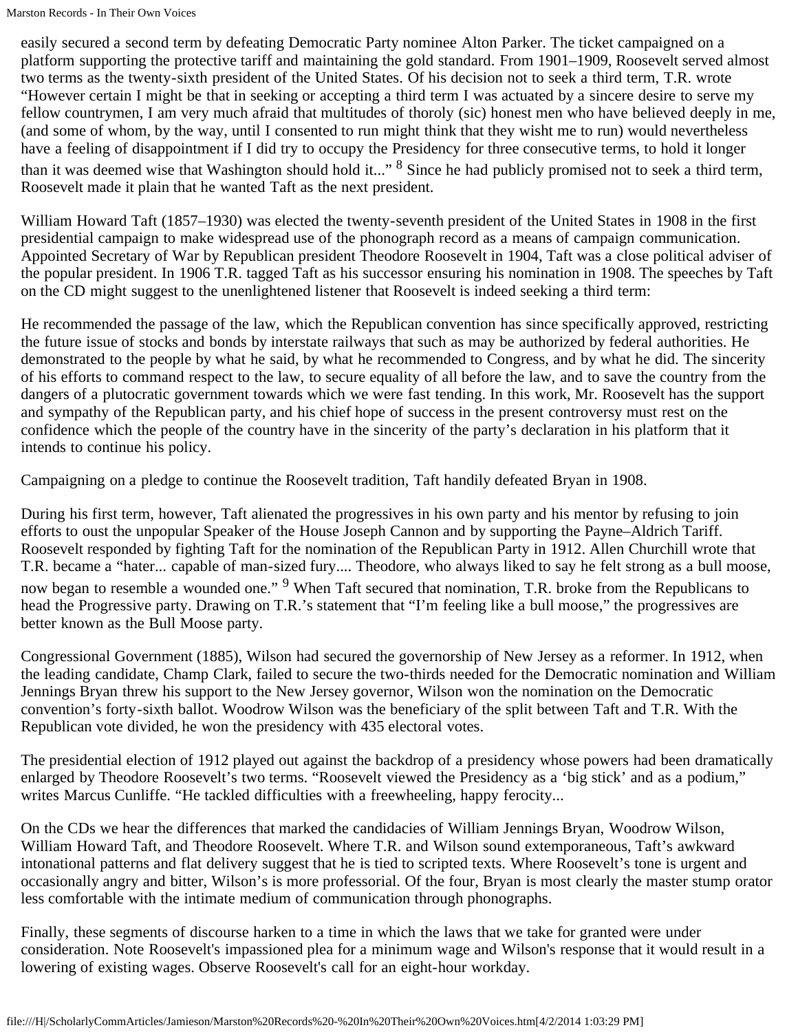easily secured a second term by defeating Democratic Party nominee Alton Parker. The ticket campaigned on a platform supporting the protective tariff and maintaining the gold standard. From 1901–1909, Roosevelt served almost two terms as the twenty-sixth president of the United States. Of his decision not to seek a third term, T.R. wrote "However certain I might be that in seeking or accepting a third term I was actuated by a sincere desire to serve my fellow countrymen, I am very much afraid that multitudes of thoroly (sic) honest men who have believed deeply in me, (and some of whom, by the way, until I consented to run might think that they wisht me to run) would nevertheless have a feeling of disappointment if I did try to occupy the Presidency for three consecutive terms, to hold it longer than it was deemed wise that Washington should hold it..." [8] Since he had publicly promised not to seek a third term, Roosevelt made it plain that he wanted Taft as the next president.

William Howard Taft (1857–1930) was elected the twenty-seventh president of the United States in 1908 in the first presidential campaign to make widespread use of the phonograph record as a means of campaign communication. Appointed Secretary of War by Republican president Theodore Roosevelt in 1904, Taft was a close political adviser of the popular president. In 1906 T.R. tagged Taft as his successor ensuring his nomination in 1908. The speeches by Taft on the CD might suggest to the unenlightened listener that Roosevelt is indeed seeking a third term:

He recommended the passage of the law, which the Republican convention has since specifically approved, restricting the future issue of stocks and bonds by interstate railways that such as may be authorized by federal authorities. He demonstrated to the people by what he said, by what he recommended to Congress, and by what he did. The sincerity of his efforts to command respect to the law, to secure equality of all before the law, and to save the country from the dangers of a plutocratic government towards which we were fast tending. In this work, Mr. Roosevelt has the support and sympathy of the Republican party, and his chief hope of success in the present controversy must rest on the confidence which the people of the country have in the sincerity of the party's declaration in his platform that it intends to continue his policy.

Campaigning on a pledge to continue the Roosevelt tradition, Taft handily defeated Bryan in 1908.

During his first term, however, Taft alienated the progressives in his own party and his mentor by refusing to join efforts to oust the unpopular Speaker of the House Joseph Cannon and by supporting the Payne–Aldrich Tariff. Roosevelt responded by fighting Taft for the nomination of the Republican Party in 1912. Allen Churchill wrote that T.R. became a "hater... capable of man-sized fury.... Theodore, who always liked to say he felt strong as a bull moose, now began to resemble a wounded one." [9] When Taft secured that nomination, T.R. broke from the Republicans to head the Progressive party. Drawing on T.R.'s statement that "I'm feeling like a bull moose," the progressives are better known as the Bull Moose party.

Congressional Government (1885), Wilson had secured the governorship of New Jersey as a reformer. In 1912, when the leading candidate, Champ Clark, failed to secure the two-thirds needed for the Democratic nomination and William Jennings Bryan threw his support to the New Jersey governor, Wilson won the nomination on the Democratic convention's forty-sixth ballot. Woodrow Wilson was the beneficiary of the split between Taft and T.R. With the Republican vote divided, he won the presidency with 435 electoral votes.

The presidential election of 1912 played out against the backdrop of a presidency whose powers had been dramatically enlarged by Theodore Roosevelt's two terms. "Roosevelt viewed the Presidency as a 'big stick' and as a podium," writes Marcus Cunliffe. "He tackled difficulties with a freewheeling, happy ferocity...

On the CDs we hear the differences that marked the candidacies of William Jennings Bryan, Woodrow Wilson, William Howard Taft, and Theodore Roosevelt. Where T.R. and Wilson sound extemporaneous, Taft's awkward intonational patterns and flat delivery suggest that he is tied to scripted texts. Where Roosevelt's tone is urgent and occasionally angry and bitter, Wilson's is more professorial. Of the four, Bryan is most clearly the master stump orator less comfortable with the intimate medium of communication through phonographs.

Finally, these segments of discourse harken to a time in which the laws that we take for granted were under consideration. Note Roosevelt's impassioned plea for a minimum wage and Wilson's response that it would result in a lowering of existing wages. Observe Roosevelt's call for an eight-hour workday.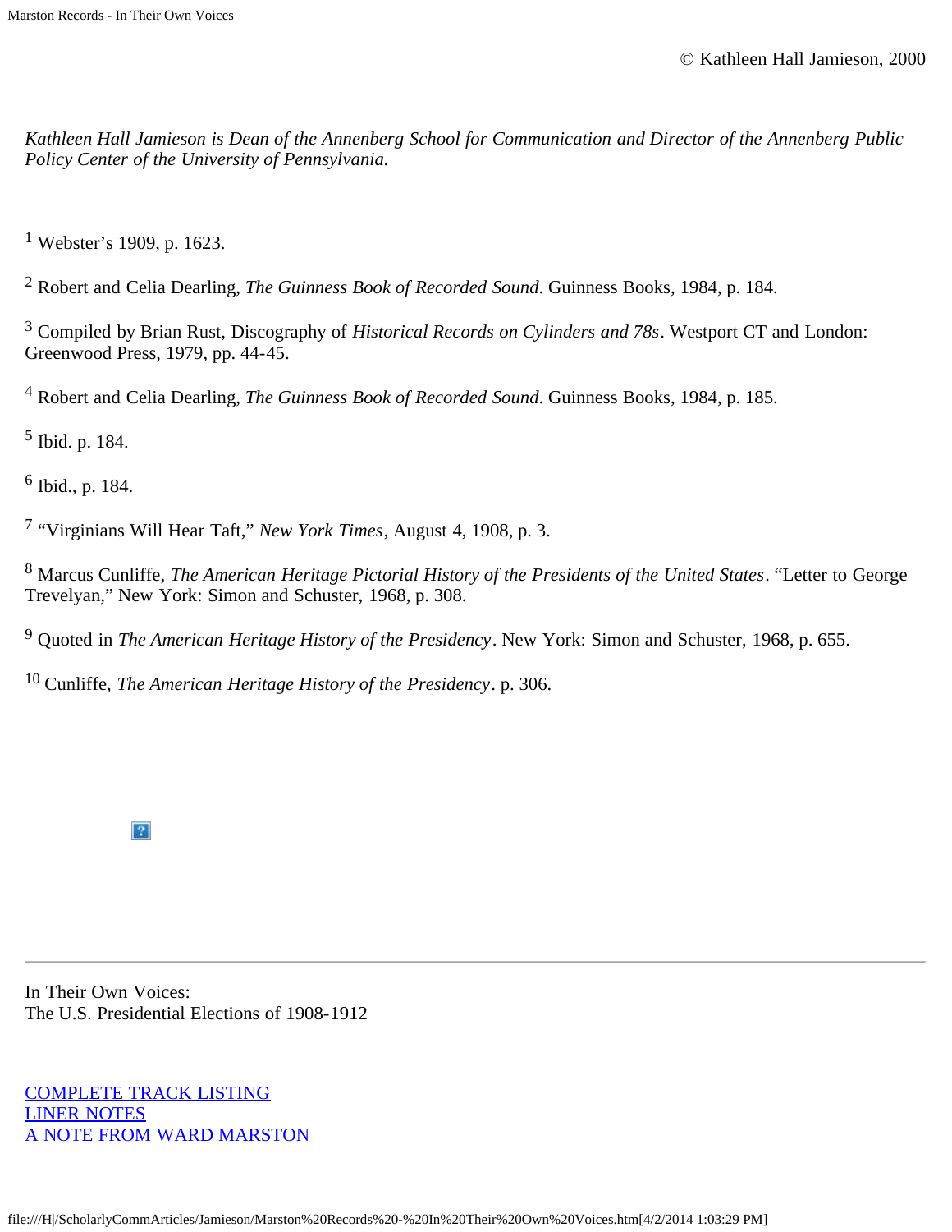© Kathleen Hall Jamieson, 2000

*Kathleen Hall Jamieson is Dean of the Annenberg School for Communication and Director of the Annenberg Public Policy Center of the University of Pennsylvania.*

[1] Webster's 1909, p. 1623.

[2] Robert and Celia Dearling, *The Guinness Book of Recorded Sound*. Guinness Books, 1984, p. 184.

[3] Compiled by Brian Rust, Discography of *Historical Records on Cylinders and 78s*. Westport CT and London: Greenwood Press, 1979, pp. 44-45.

[4] Robert and Celia Dearling, *The Guinness Book of Recorded Sound*. Guinness Books, 1984, p. 185.

[5] Ibid. p. 184.

[6] Ibid., p. 184.

[7] "Virginians Will Hear Taft," *New York Times*, August 4, 1908, p. 3.

[8] Marcus Cunliffe, *The American Heritage Pictorial History of the Presidents of the United States*. "Letter to George Trevelyan," New York: Simon and Schuster, 1968, p. 308.

[9] Quoted in *The American Heritage History of the Presidency*. New York: Simon and Schuster, 1968, p. 655.

[10] Cunliffe, *The American Heritage History of the Presidency*. p. 306.

---

In Their Own Voices:
The U.S. Presidential Elections of 1908-1912

COMPLETE TRACK LISTING
LINER NOTES
A NOTE FROM WARD MARSTON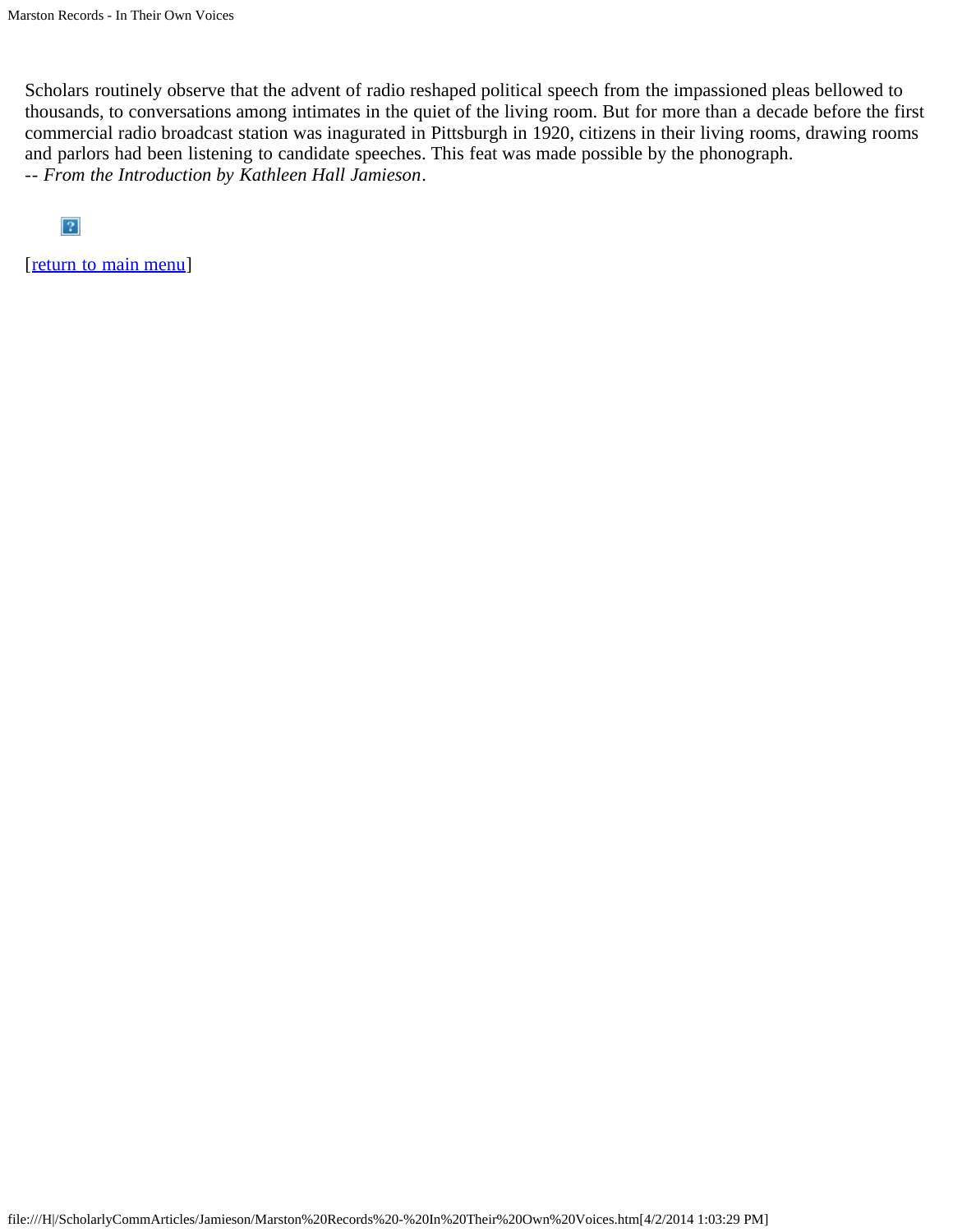Scholars routinely observe that the advent of radio reshaped political speech from the impassioned pleas bellowed to thousands, to conversations among intimates in the quiet of the living room. But for more than a decade before the first commercial radio broadcast station was inagurated in Pittsburgh in 1920, citizens in their living rooms, drawing rooms and parlors had been listening to candidate speeches. This feat was made possible by the phonograph.
-- *From the Introduction by Kathleen Hall Jamieson*.

[return to main menu]